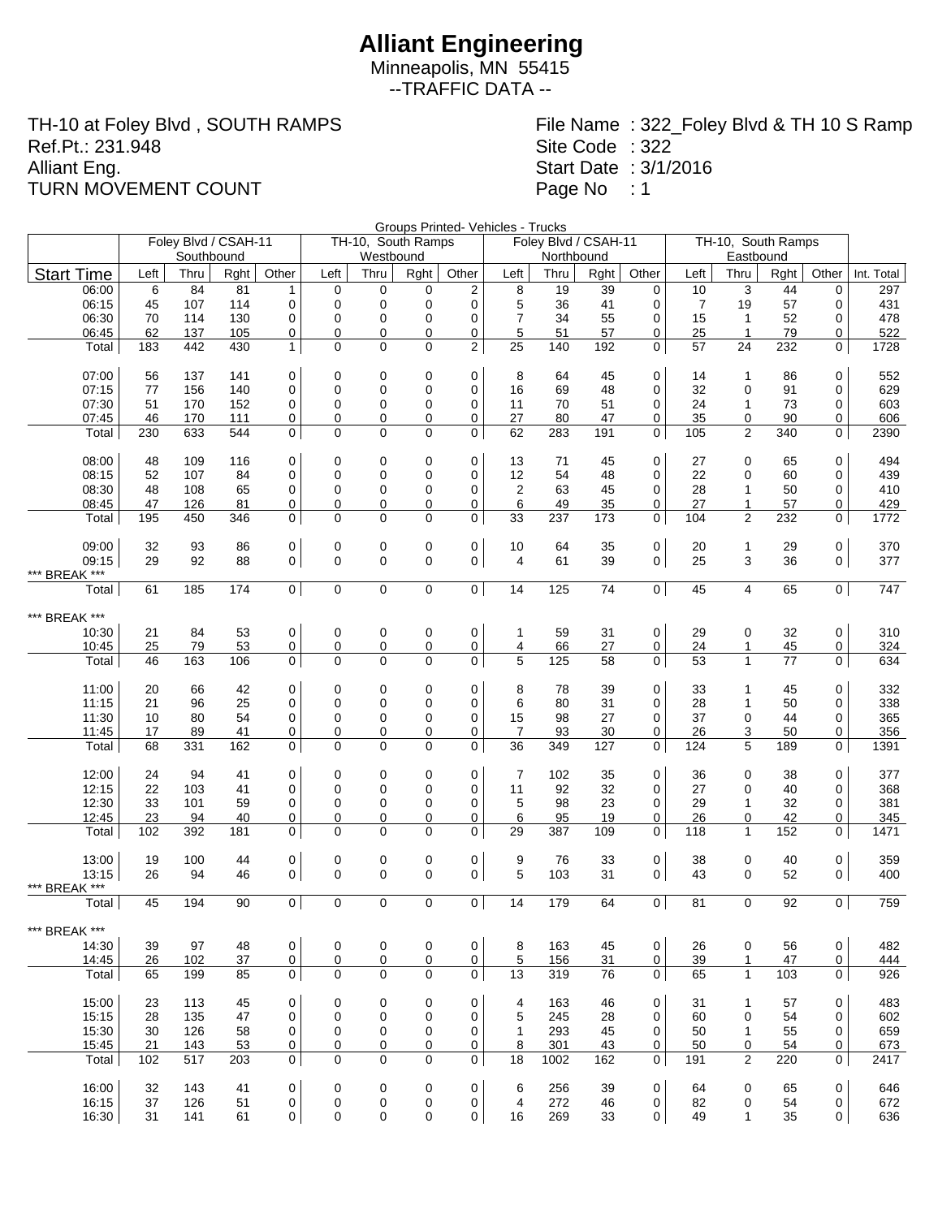# Alliant Engineering

Minneapolis, MN 55415

--TRAFFIC DATA --

TH-10 at Foley Blvd , SOUTH RAMPS
Ref.Pt.: 231.948
Alliant Eng.
TURN MOVEMENT COUNT

File Name : 322_Foley Blvd & TH 10 S Ramp
Site Code : 322
Start Date : 3/1/2016
Page No : 1

Groups Printed- Vehicles - Trucks

| | Foley Blvd / CSAH-11 Southbound | | | | TH-10, South Ramps Westbound | | | | Foley Blvd / CSAH-11 Northbound | | | | TH-10, South Ramps Eastbound | | | | |
|---|---|---|---|---|---|---|---|---|---|---|---|---|---|---|---|---|---|
| Start Time | Left | Thru | Rght | Other | Left | Thru | Rght | Other | Left | Thru | Rght | Other | Left | Thru | Rght | Other | Int. Total |
| 06:00 | 6 | 84 | 81 | 1 | 0 | 0 | 0 | 2 | 8 | 19 | 39 | 0 | 10 | 3 | 44 | 0 | 297 |
| 06:15 | 45 | 107 | 114 | 0 | 0 | 0 | 0 | 0 | 5 | 36 | 41 | 0 | 7 | 19 | 57 | 0 | 431 |
| 06:30 | 70 | 114 | 130 | 0 | 0 | 0 | 0 | 0 | 7 | 34 | 55 | 0 | 15 | 1 | 52 | 0 | 478 |
| 06:45 | 62 | 137 | 105 | 0 | 0 | 0 | 0 | 0 | 5 | 51 | 57 | 0 | 25 | 1 | 79 | 0 | 522 |
| Total | 183 | 442 | 430 | 1 | 0 | 0 | 0 | 2 | 25 | 140 | 192 | 0 | 57 | 24 | 232 | 0 | 1728 |
| | | | | | | | | | | | | | | | | | |
| 07:00 | 56 | 137 | 141 | 0 | 0 | 0 | 0 | 0 | 8 | 64 | 45 | 0 | 14 | 1 | 86 | 0 | 552 |
| 07:15 | 77 | 156 | 140 | 0 | 0 | 0 | 0 | 0 | 16 | 69 | 48 | 0 | 32 | 0 | 91 | 0 | 629 |
| 07:30 | 51 | 170 | 152 | 0 | 0 | 0 | 0 | 0 | 11 | 70 | 51 | 0 | 24 | 1 | 73 | 0 | 603 |
| 07:45 | 46 | 170 | 111 | 0 | 0 | 0 | 0 | 0 | 27 | 80 | 47 | 0 | 35 | 0 | 90 | 0 | 606 |
| Total | 230 | 633 | 544 | 0 | 0 | 0 | 0 | 0 | 62 | 283 | 191 | 0 | 105 | 2 | 340 | 0 | 2390 |
| | | | | | | | | | | | | | | | | | |
| 08:00 | 48 | 109 | 116 | 0 | 0 | 0 | 0 | 0 | 13 | 71 | 45 | 0 | 27 | 0 | 65 | 0 | 494 |
| 08:15 | 52 | 107 | 84 | 0 | 0 | 0 | 0 | 0 | 12 | 54 | 48 | 0 | 22 | 0 | 60 | 0 | 439 |
| 08:30 | 48 | 108 | 65 | 0 | 0 | 0 | 0 | 0 | 2 | 63 | 45 | 0 | 28 | 1 | 50 | 0 | 410 |
| 08:45 | 47 | 126 | 81 | 0 | 0 | 0 | 0 | 0 | 6 | 49 | 35 | 0 | 27 | 1 | 57 | 0 | 429 |
| Total | 195 | 450 | 346 | 0 | 0 | 0 | 0 | 0 | 33 | 237 | 173 | 0 | 104 | 2 | 232 | 0 | 1772 |
| | | | | | | | | | | | | | | | | | |
| 09:00 | 32 | 93 | 86 | 0 | 0 | 0 | 0 | 0 | 10 | 64 | 35 | 0 | 20 | 1 | 29 | 0 | 370 |
| 09:15 | 29 | 92 | 88 | 0 | 0 | 0 | 0 | 0 | 4 | 61 | 39 | 0 | 25 | 3 | 36 | 0 | 377 |
| *** BREAK *** | | | | | | | | | | | | | | | | | |
| Total | 61 | 185 | 174 | 0 | 0 | 0 | 0 | 0 | 14 | 125 | 74 | 0 | 45 | 4 | 65 | 0 | 747 |
| | | | | | | | | | | | | | | | | | |
| *** BREAK *** | | | | | | | | | | | | | | | | | |
| 10:30 | 21 | 84 | 53 | 0 | 0 | 0 | 0 | 0 | 1 | 59 | 31 | 0 | 29 | 0 | 32 | 0 | 310 |
| 10:45 | 25 | 79 | 53 | 0 | 0 | 0 | 0 | 0 | 4 | 66 | 27 | 0 | 24 | 1 | 45 | 0 | 324 |
| Total | 46 | 163 | 106 | 0 | 0 | 0 | 0 | 0 | 5 | 125 | 58 | 0 | 53 | 1 | 77 | 0 | 634 |
| | | | | | | | | | | | | | | | | | |
| 11:00 | 20 | 66 | 42 | 0 | 0 | 0 | 0 | 0 | 8 | 78 | 39 | 0 | 33 | 1 | 45 | 0 | 332 |
| 11:15 | 21 | 96 | 25 | 0 | 0 | 0 | 0 | 0 | 6 | 80 | 31 | 0 | 28 | 1 | 50 | 0 | 338 |
| 11:30 | 10 | 80 | 54 | 0 | 0 | 0 | 0 | 0 | 15 | 98 | 27 | 0 | 37 | 0 | 44 | 0 | 365 |
| 11:45 | 17 | 89 | 41 | 0 | 0 | 0 | 0 | 0 | 7 | 93 | 30 | 0 | 26 | 3 | 50 | 0 | 356 |
| Total | 68 | 331 | 162 | 0 | 0 | 0 | 0 | 0 | 36 | 349 | 127 | 0 | 124 | 5 | 189 | 0 | 1391 |
| | | | | | | | | | | | | | | | | | |
| 12:00 | 24 | 94 | 41 | 0 | 0 | 0 | 0 | 0 | 7 | 102 | 35 | 0 | 36 | 0 | 38 | 0 | 377 |
| 12:15 | 22 | 103 | 41 | 0 | 0 | 0 | 0 | 0 | 11 | 92 | 32 | 0 | 27 | 0 | 40 | 0 | 368 |
| 12:30 | 33 | 101 | 59 | 0 | 0 | 0 | 0 | 0 | 5 | 98 | 23 | 0 | 29 | 1 | 32 | 0 | 381 |
| 12:45 | 23 | 94 | 40 | 0 | 0 | 0 | 0 | 0 | 6 | 95 | 19 | 0 | 26 | 0 | 42 | 0 | 345 |
| Total | 102 | 392 | 181 | 0 | 0 | 0 | 0 | 0 | 29 | 387 | 109 | 0 | 118 | 1 | 152 | 0 | 1471 |
| | | | | | | | | | | | | | | | | | |
| 13:00 | 19 | 100 | 44 | 0 | 0 | 0 | 0 | 0 | 9 | 76 | 33 | 0 | 38 | 0 | 40 | 0 | 359 |
| 13:15 | 26 | 94 | 46 | 0 | 0 | 0 | 0 | 0 | 5 | 103 | 31 | 0 | 43 | 0 | 52 | 0 | 400 |
| *** BREAK *** | | | | | | | | | | | | | | | | | |
| Total | 45 | 194 | 90 | 0 | 0 | 0 | 0 | 0 | 14 | 179 | 64 | 0 | 81 | 0 | 92 | 0 | 759 |
| | | | | | | | | | | | | | | | | | |
| *** BREAK *** | | | | | | | | | | | | | | | | | |
| 14:30 | 39 | 97 | 48 | 0 | 0 | 0 | 0 | 0 | 8 | 163 | 45 | 0 | 26 | 0 | 56 | 0 | 482 |
| 14:45 | 26 | 102 | 37 | 0 | 0 | 0 | 0 | 0 | 5 | 156 | 31 | 0 | 39 | 1 | 47 | 0 | 444 |
| Total | 65 | 199 | 85 | 0 | 0 | 0 | 0 | 0 | 13 | 319 | 76 | 0 | 65 | 1 | 103 | 0 | 926 |
| | | | | | | | | | | | | | | | | | |
| 15:00 | 23 | 113 | 45 | 0 | 0 | 0 | 0 | 0 | 4 | 163 | 46 | 0 | 31 | 1 | 57 | 0 | 483 |
| 15:15 | 28 | 135 | 47 | 0 | 0 | 0 | 0 | 0 | 5 | 245 | 28 | 0 | 60 | 0 | 54 | 0 | 602 |
| 15:30 | 30 | 126 | 58 | 0 | 0 | 0 | 0 | 0 | 1 | 293 | 45 | 0 | 50 | 1 | 55 | 0 | 659 |
| 15:45 | 21 | 143 | 53 | 0 | 0 | 0 | 0 | 0 | 8 | 301 | 43 | 0 | 50 | 0 | 54 | 0 | 673 |
| Total | 102 | 517 | 203 | 0 | 0 | 0 | 0 | 0 | 18 | 1002 | 162 | 0 | 191 | 2 | 220 | 0 | 2417 |
| | | | | | | | | | | | | | | | | | |
| 16:00 | 32 | 143 | 41 | 0 | 0 | 0 | 0 | 0 | 6 | 256 | 39 | 0 | 64 | 0 | 65 | 0 | 646 |
| 16:15 | 37 | 126 | 51 | 0 | 0 | 0 | 0 | 0 | 4 | 272 | 46 | 0 | 82 | 0 | 54 | 0 | 672 |
| 16:30 | 31 | 141 | 61 | 0 | 0 | 0 | 0 | 0 | 16 | 269 | 33 | 0 | 49 | 1 | 35 | 0 | 636 |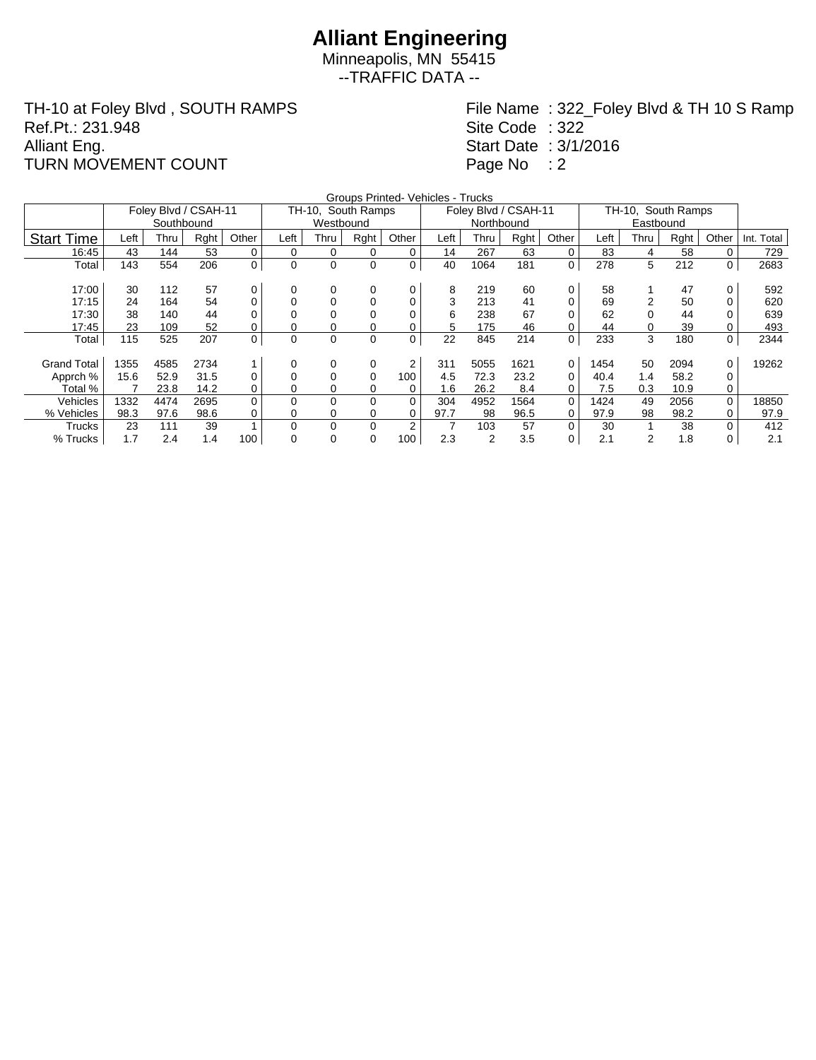# Alliant Engineering

Minneapolis, MN 55415
--TRAFFIC DATA --

TH-10 at Foley Blvd , SOUTH RAMPS
Ref.Pt.: 231.948
Alliant Eng.
TURN MOVEMENT COUNT

File Name : 322_Foley Blvd & TH 10 S Ramp
Site Code : 322
Start Date : 3/1/2016
Page No : 2

Groups Printed- Vehicles - Trucks

| | Foley Blvd / CSAH-11 Southbound | | | | TH-10, South Ramps Westbound | | | | Foley Blvd / CSAH-11 Northbound | | | | TH-10, South Ramps Eastbound | | | | |
|---|---|---|---|---|---|---|---|---|---|---|---|---|---|---|---|---|---|
| Start Time | Left | Thru | Rght | Other | Left | Thru | Rght | Other | Left | Thru | Rght | Other | Left | Thru | Rght | Other | Int. Total |
| 16:45 | 43 | 144 | 53 | 0 | 0 | 0 | 0 | 0 | 14 | 267 | 63 | 0 | 83 | 4 | 58 | 0 | 729 |
| Total | 143 | 554 | 206 | 0 | 0 | 0 | 0 | 0 | 40 | 1064 | 181 | 0 | 278 | 5 | 212 | 0 | 2683 |
| | | | | | | | | | | | | | | | | | |
| 17:00 | 30 | 112 | 57 | 0 | 0 | 0 | 0 | 0 | 8 | 219 | 60 | 0 | 58 | 1 | 47 | 0 | 592 |
| 17:15 | 24 | 164 | 54 | 0 | 0 | 0 | 0 | 0 | 3 | 213 | 41 | 0 | 69 | 2 | 50 | 0 | 620 |
| 17:30 | 38 | 140 | 44 | 0 | 0 | 0 | 0 | 0 | 6 | 238 | 67 | 0 | 62 | 0 | 44 | 0 | 639 |
| 17:45 | 23 | 109 | 52 | 0 | 0 | 0 | 0 | 0 | 5 | 175 | 46 | 0 | 44 | 0 | 39 | 0 | 493 |
| Total | 115 | 525 | 207 | 0 | 0 | 0 | 0 | 0 | 22 | 845 | 214 | 0 | 233 | 3 | 180 | 0 | 2344 |
| | | | | | | | | | | | | | | | | | |
| Grand Total | 1355 | 4585 | 2734 | 1 | 0 | 0 | 0 | 2 | 311 | 5055 | 1621 | 0 | 1454 | 50 | 2094 | 0 | 19262 |
| Apprch % | 15.6 | 52.9 | 31.5 | 0 | 0 | 0 | 0 | 100 | 4.5 | 72.3 | 23.2 | 0 | 40.4 | 1.4 | 58.2 | 0 | |
| Total % | 7 | 23.8 | 14.2 | 0 | 0 | 0 | 0 | 0 | 1.6 | 26.2 | 8.4 | 0 | 7.5 | 0.3 | 10.9 | 0 | |
| Vehicles | 1332 | 4474 | 2695 | 0 | 0 | 0 | 0 | 0 | 304 | 4952 | 1564 | 0 | 1424 | 49 | 2056 | 0 | 18850 |
| % Vehicles | 98.3 | 97.6 | 98.6 | 0 | 0 | 0 | 0 | 0 | 97.7 | 98 | 96.5 | 0 | 97.9 | 98 | 98.2 | 0 | 97.9 |
| Trucks | 23 | 111 | 39 | 1 | 0 | 0 | 0 | 2 | 7 | 103 | 57 | 0 | 30 | 1 | 38 | 0 | 412 |
| % Trucks | 1.7 | 2.4 | 1.4 | 100 | 0 | 0 | 0 | 100 | 2.3 | 2 | 3.5 | 0 | 2.1 | 2 | 1.8 | 0 | 2.1 |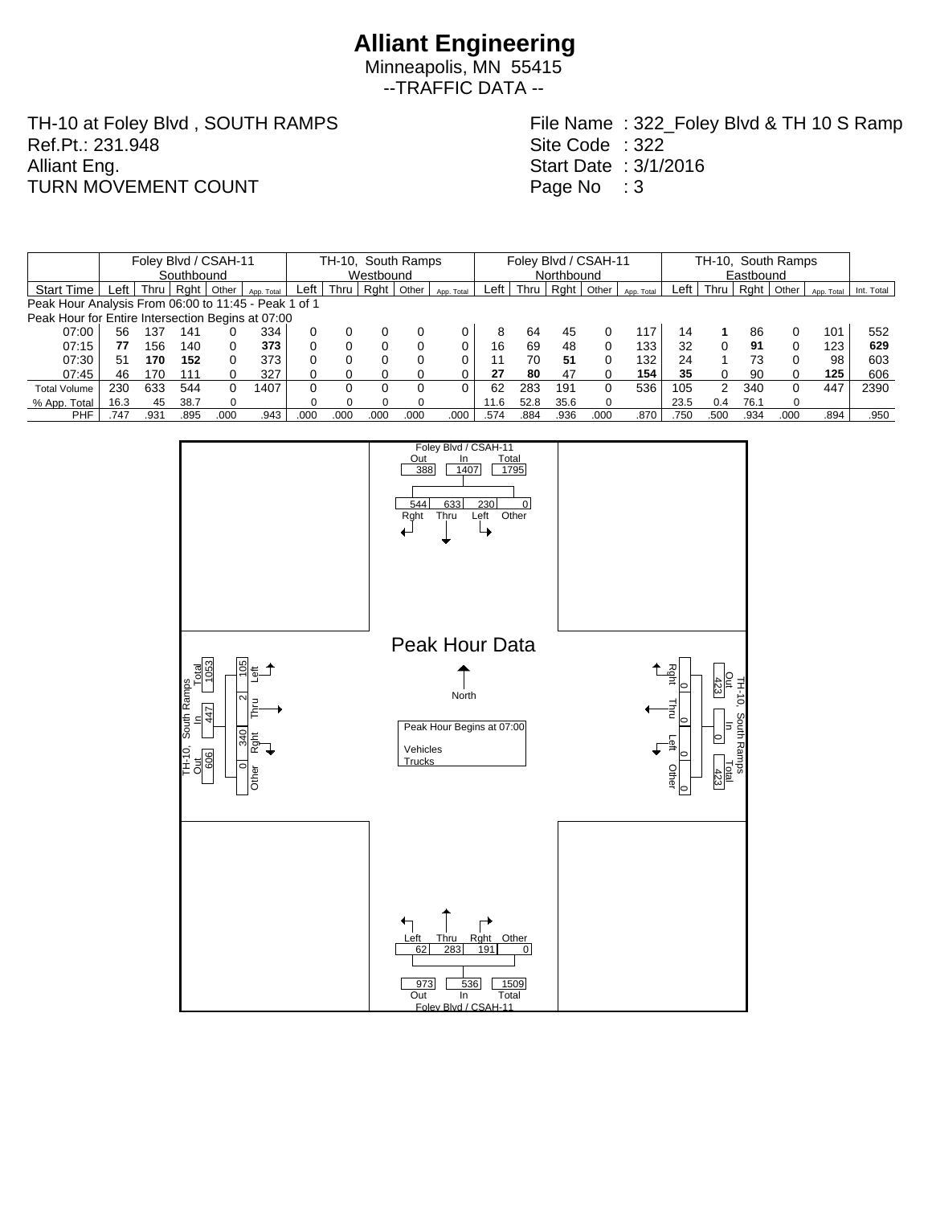# Alliant Engineering

Minneapolis, MN 55415
--TRAFFIC DATA --

TH-10 at Foley Blvd , SOUTH RAMPS
Ref.Pt.: 231.948
Alliant Eng.
TURN MOVEMENT COUNT

File Name : 322_Foley Blvd & TH 10 S Ramp
Site Code : 322
Start Date : 3/1/2016
Page No : 3

| | Foley Blvd / CSAH-11 Southbound | | | | | TH-10, South Ramps Westbound | | | | | Foley Blvd / CSAH-11 Northbound | | | | | TH-10, South Ramps Eastbound | | | | | |
|---|---|---|---|---|---|---|---|---|---|---|---|---|---|---|---|---|---|---|---|---|---|
| Start Time | Left | Thru | Rght | Other | App. Total | Left | Thru | Rght | Other | App. Total | Left | Thru | Rght | Other | App. Total | Left | Thru | Rght | Other | App. Total | Int. Total |
| Peak Hour Analysis From 06:00 to 11:45 - Peak 1 of 1 | | | | | | | | | | | | | | | | | | | | | |
| Peak Hour for Entire Intersection Begins at 07:00 | | | | | | | | | | | | | | | | | | | | | |
| 07:00 | 56 | 137 | 141 | 0 | 334 | 0 | 0 | 0 | 0 | 0 | 8 | 64 | 45 | 0 | 117 | 14 | **1** | 86 | 0 | 101 | 552 |
| 07:15 | **77** | 156 | 140 | 0 | **373** | 0 | 0 | 0 | 0 | 0 | 16 | 69 | 48 | 0 | 133 | 32 | 0 | **91** | 0 | 123 | **629** |
| 07:30 | 51 | **170** | **152** | 0 | 373 | 0 | 0 | 0 | 0 | 0 | 11 | 70 | **51** | 0 | 132 | 24 | 1 | 73 | 0 | 98 | 603 |
| 07:45 | 46 | 170 | 111 | 0 | 327 | 0 | 0 | 0 | 0 | 0 | **27** | **80** | 47 | 0 | **154** | **35** | 0 | 90 | 0 | **125** | 606 |
| Total Volume | 230 | 633 | 544 | 0 | 1407 | 0 | 0 | 0 | 0 | 0 | 62 | 283 | 191 | 0 | 536 | 105 | 2 | 340 | 0 | 447 | 2390 |
| % App. Total | 16.3 | 45 | 38.7 | 0 | | 0 | 0 | 0 | 0 | | 11.6 | 52.8 | 35.6 | 0 | | 23.5 | 0.4 | 76.1 | 0 | | |
| PHF | .747 | .931 | .895 | .000 | .943 | .000 | .000 | .000 | .000 | .000 | .574 | .884 | .936 | .000 | .870 | .750 | .500 | .934 | .000 | .894 | .950 |

## Peak Hour Data

Peak Hour Begins at 07:00

Vehicles
Trucks

**Foley Blvd / CSAH-11 (North leg)**

| Out | In | Total |
|---|---|---|
| 388 | 1407 | 1795 |

| Rght | Thru | Left | Other |
|---|---|---|---|
| 544 | 633 | 230 | 0 |

**TH-10, South Ramps (East leg)**

| Out | In | Total |
|---|---|---|
| 423 | 0 | 423 |

| Rght | Thru | Left | Other |
|---|---|---|---|
| 0 | 0 | 0 | 0 |

**Foley Blvd / CSAH-11 (South leg)**

| Left | Thru | Rght | Other |
|---|---|---|---|
| 62 | 283 | 191 | 0 |

| Out | In | Total |
|---|---|---|
| 973 | 536 | 1509 |

**TH-10, South Ramps (West leg)**

| Out | In | Total |
|---|---|---|
| 606 | 447 | 1053 |

| Left | Thru | Rght | Other |
|---|---|---|---|
| 105 | 2 | 340 | 0 |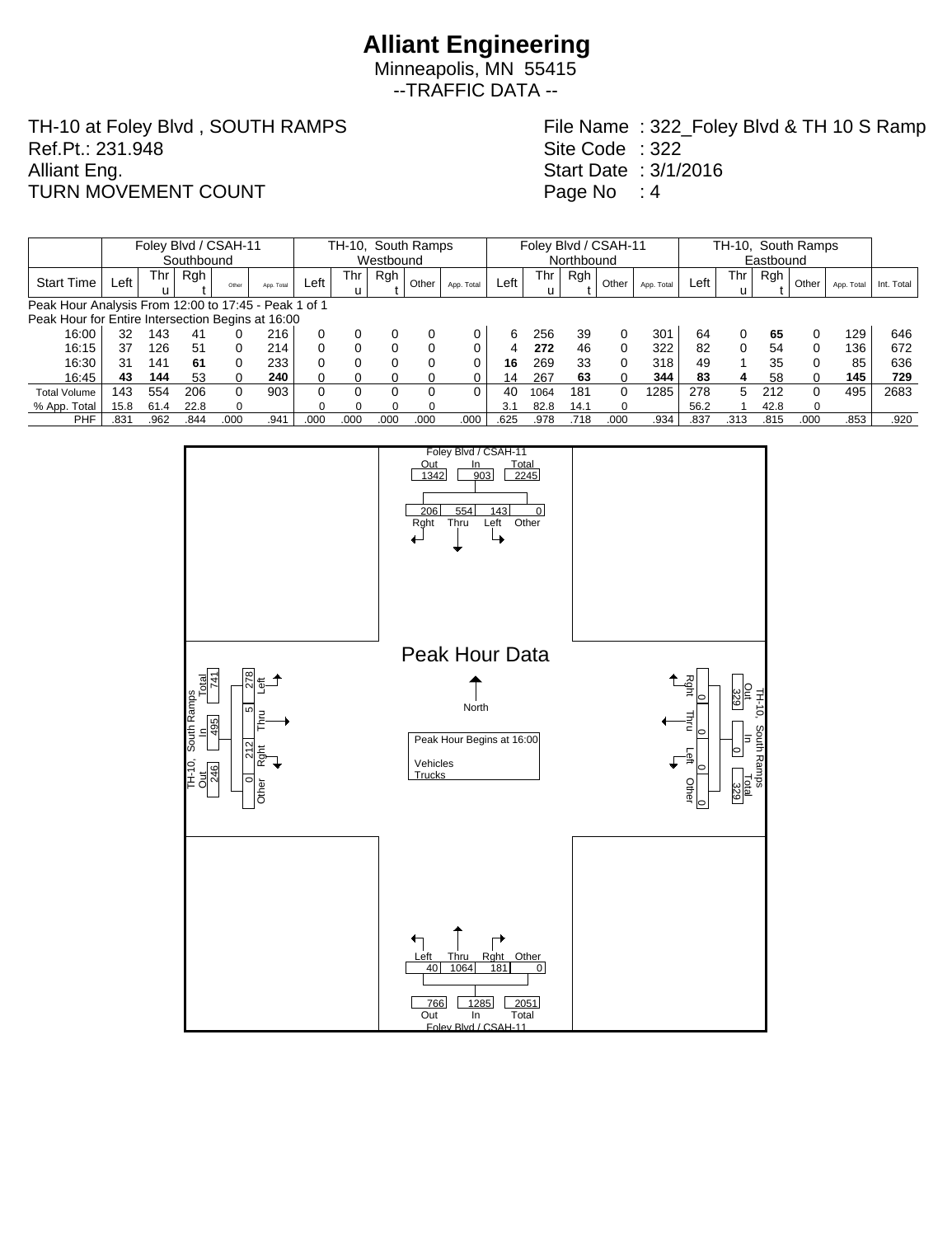# Alliant Engineering

Minneapolis, MN 55415

--TRAFFIC DATA --

TH-10 at Foley Blvd , SOUTH RAMPS
Ref.Pt.: 231.948
Alliant Eng.
TURN MOVEMENT COUNT

File Name : 322_Foley Blvd & TH 10 S Ramp
Site Code : 322
Start Date : 3/1/2016
Page No : 4

| | Foley Blvd / CSAH-11 Southbound | | | | | TH-10, South Ramps Westbound | | | | | Foley Blvd / CSAH-11 Northbound | | | | | TH-10, South Ramps Eastbound | | | | | |
|---|---|---|---|---|---|---|---|---|---|---|---|---|---|---|---|---|---|---|---|---|---|
| Start Time | Left | Thru | Rght | Other | App. Total | Left | Thru | Rght | Other | App. Total | Left | Thru | Rght | Other | App. Total | Left | Thru | Rght | Other | App. Total | Int. Total |
| Peak Hour Analysis From 12:00 to 17:45 - Peak 1 of 1 | | | | | | | | | | | | | | | | | | | | | |
| Peak Hour for Entire Intersection Begins at 16:00 | | | | | | | | | | | | | | | | | | | | | |
| 16:00 | 32 | 143 | 41 | 0 | 216 | 0 | 0 | 0 | 0 | 0 | 6 | 256 | 39 | 0 | 301 | 64 | 0 | **65** | 0 | 129 | 646 |
| 16:15 | 37 | 126 | 51 | 0 | 214 | 0 | 0 | 0 | 0 | 0 | 4 | **272** | 46 | 0 | 322 | 82 | 0 | 54 | 0 | 136 | 672 |
| 16:30 | 31 | 141 | **61** | 0 | 233 | 0 | 0 | 0 | 0 | 0 | **16** | 269 | 33 | 0 | 318 | 49 | 1 | 35 | 0 | 85 | 636 |
| 16:45 | **43** | **144** | 53 | 0 | **240** | 0 | 0 | 0 | 0 | 0 | 14 | 267 | **63** | 0 | **344** | **83** | **4** | 58 | 0 | **145** | **729** |
| Total Volume | 143 | 554 | 206 | 0 | 903 | 0 | 0 | 0 | 0 | 0 | 40 | 1064 | 181 | 0 | 1285 | 278 | 5 | 212 | 0 | 495 | 2683 |
| % App. Total | 15.8 | 61.4 | 22.8 | 0 | | 0 | 0 | 0 | 0 | | 3.1 | 82.8 | 14.1 | 0 | | 56.2 | 1 | 42.8 | 0 | | |
| PHF | .831 | .962 | .844 | .000 | .941 | .000 | .000 | .000 | .000 | .000 | .625 | .978 | .718 | .000 | .934 | .837 | .313 | .815 | .000 | .853 | .920 |

Peak Hour Data

Foley Blvd / CSAH-11
Out 1342 In 903 Total 2245
Rght 206 Thru 554 Left 143 Other 0

TH-10, South Ramps
Out 246 In 495 Total 741
Left 278 Thru 5 Rght 212 Other 0

North

Peak Hour Begins at 16:00
Vehicles
Trucks

TH-10, South Ramps
Out 329 In 0 Total 329
Rght 0 Thru 0 Left 0 Other 0

Left 40 Thru 1064 Rght 181 Other 0
Out 766 In 1285 Total 2051
Foley Blvd / CSAH-11